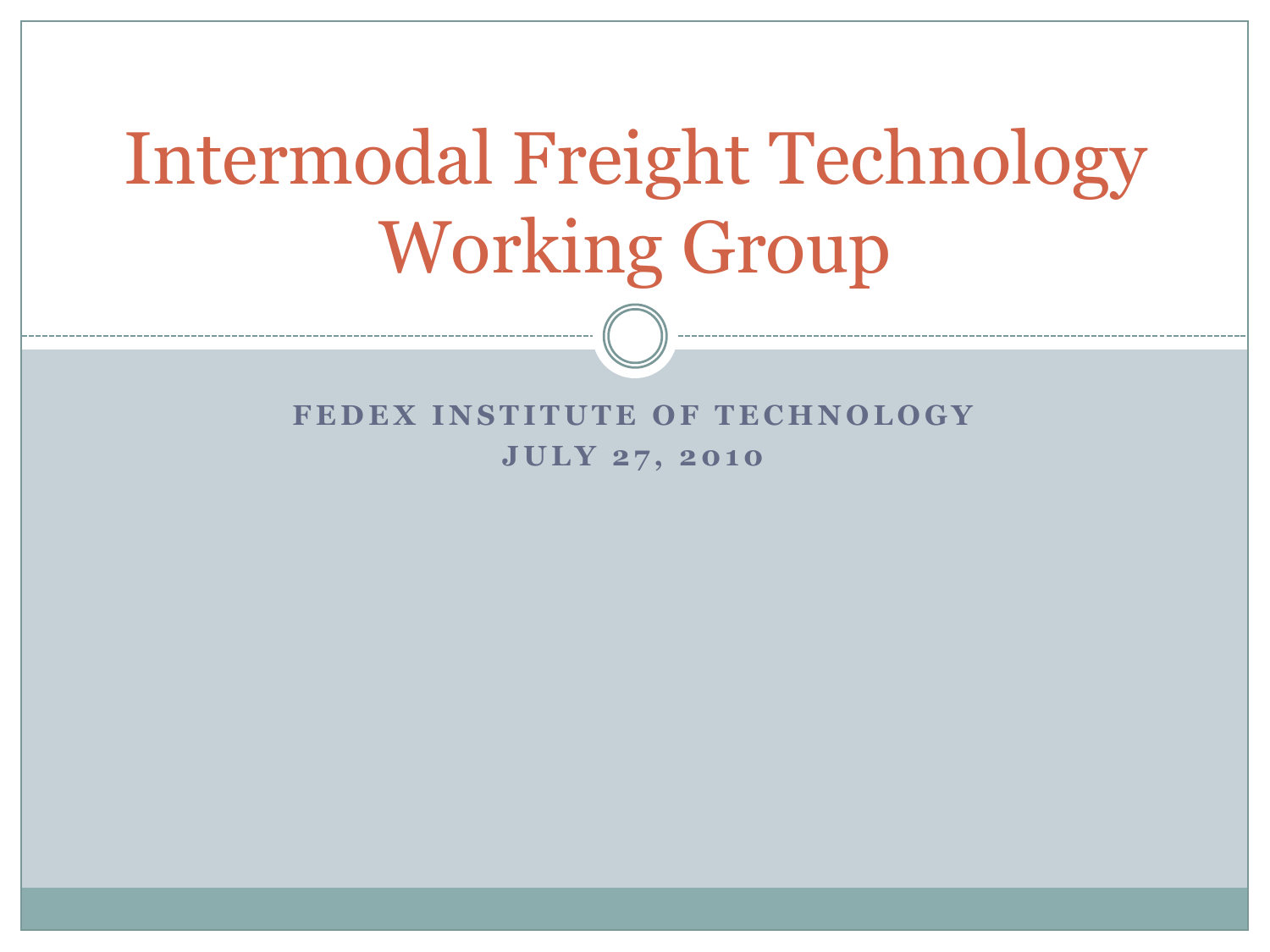# Intermodal Freight Technology Working Group

**FEDEX INSTITUTE OF TECHNOLOGY**

**JULY 27, 2010**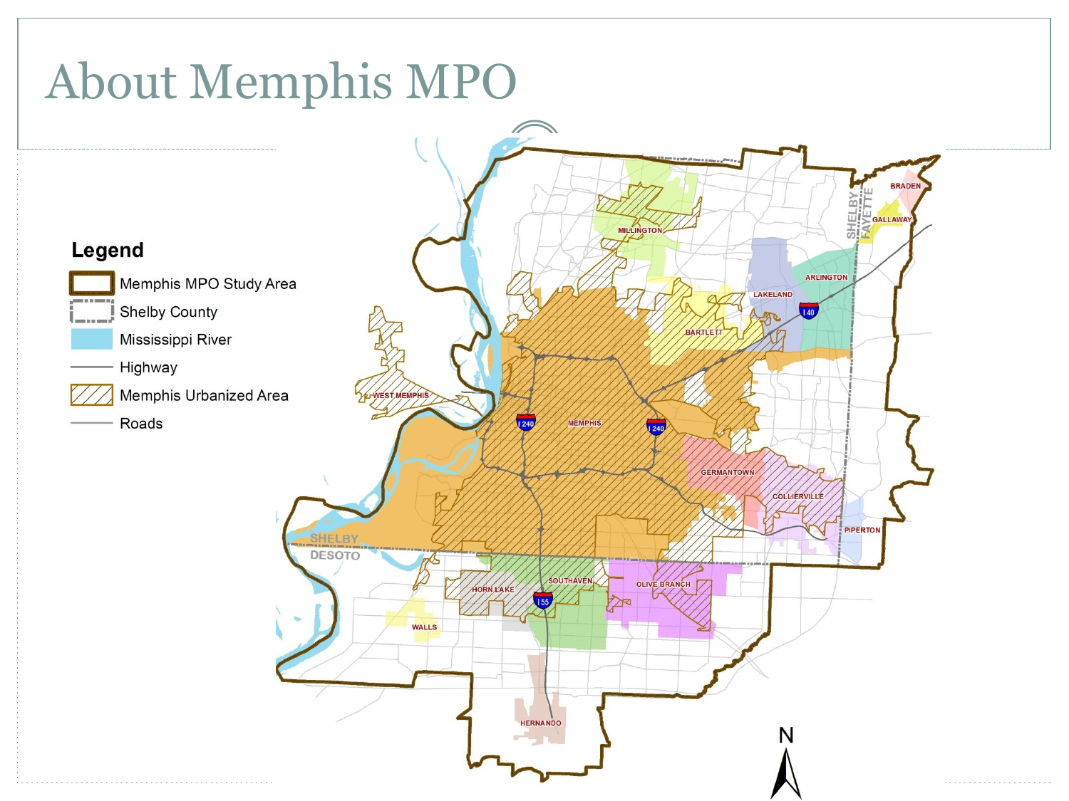# About Memphis MPO

**Legend**

- Memphis MPO Study Area
- Shelby County
- Mississippi River
- Highway
- Memphis Urbanized Area
- Roads

MILLINGTON

BRADEN

GALLAWAY

SHELBY FAYETTE

ARLINGTON

LAKELAND

I 40

BARTLETT

WEST MEMPHIS

I 240

MEMPHIS

I 240

GERMANTOWN

COLLIERVILLE

PIPERTON

SHELBY DESOTO

SOUTHAVEN

HORN LAKE

OLIVE BRANCH

I 55

WALLS

HERNANDO

N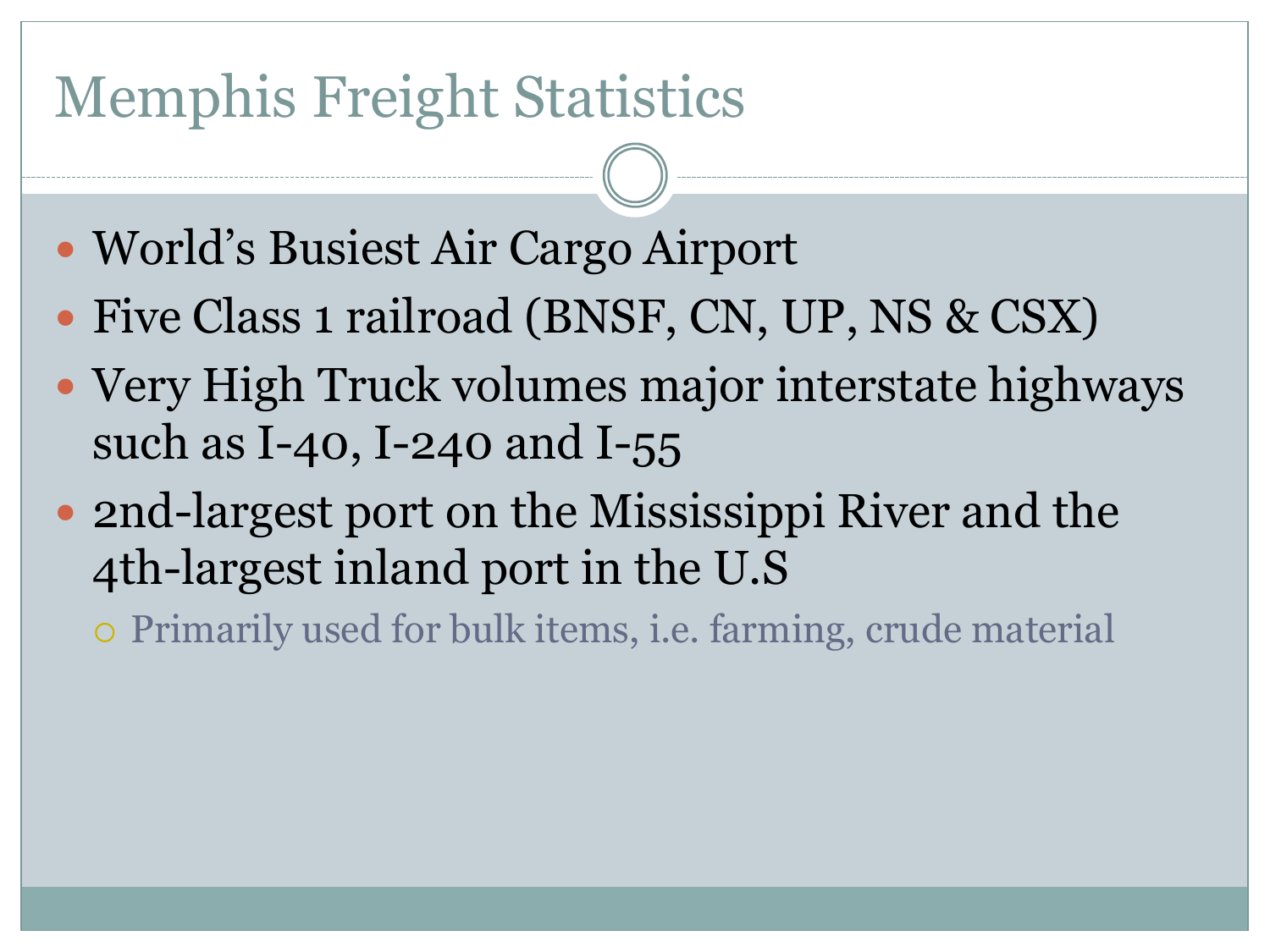# Memphis Freight Statistics

- World's Busiest Air Cargo Airport
- Five Class 1 railroad (BNSF, CN, UP, NS & CSX)
- Very High Truck volumes major interstate highways such as I-40, I-240 and I-55
- 2nd-largest port on the Mississippi River and the 4th-largest inland port in the U.S
  - Primarily used for bulk items, i.e. farming, crude material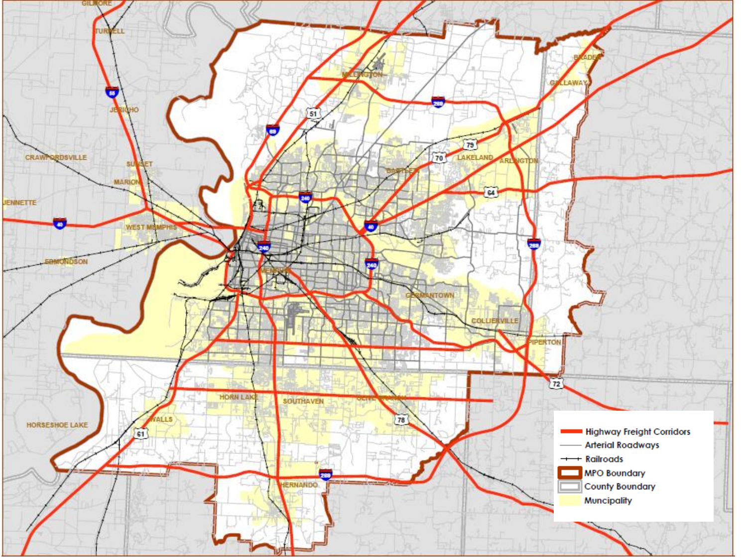- Highway Freight Corridors
- Arterial Roadways
- Railroads
- MPO Boundary
- County Boundary
- Muncipality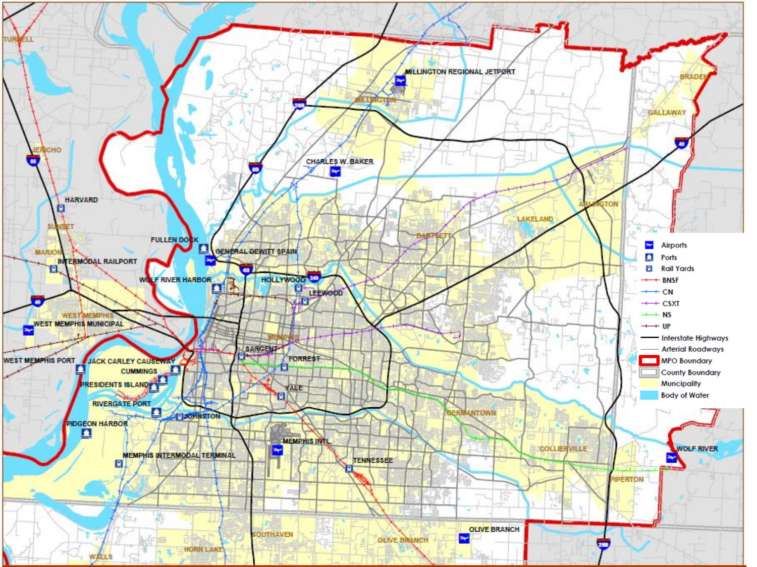- Airports
- Ports
- Rail Yards
- BNSF
- CN
- CSXT
- NS
- UP
- Interstate Highways
- Arterial Roadways
- MPO Boundary
- County Boundary
- Muncipality
- Body of Water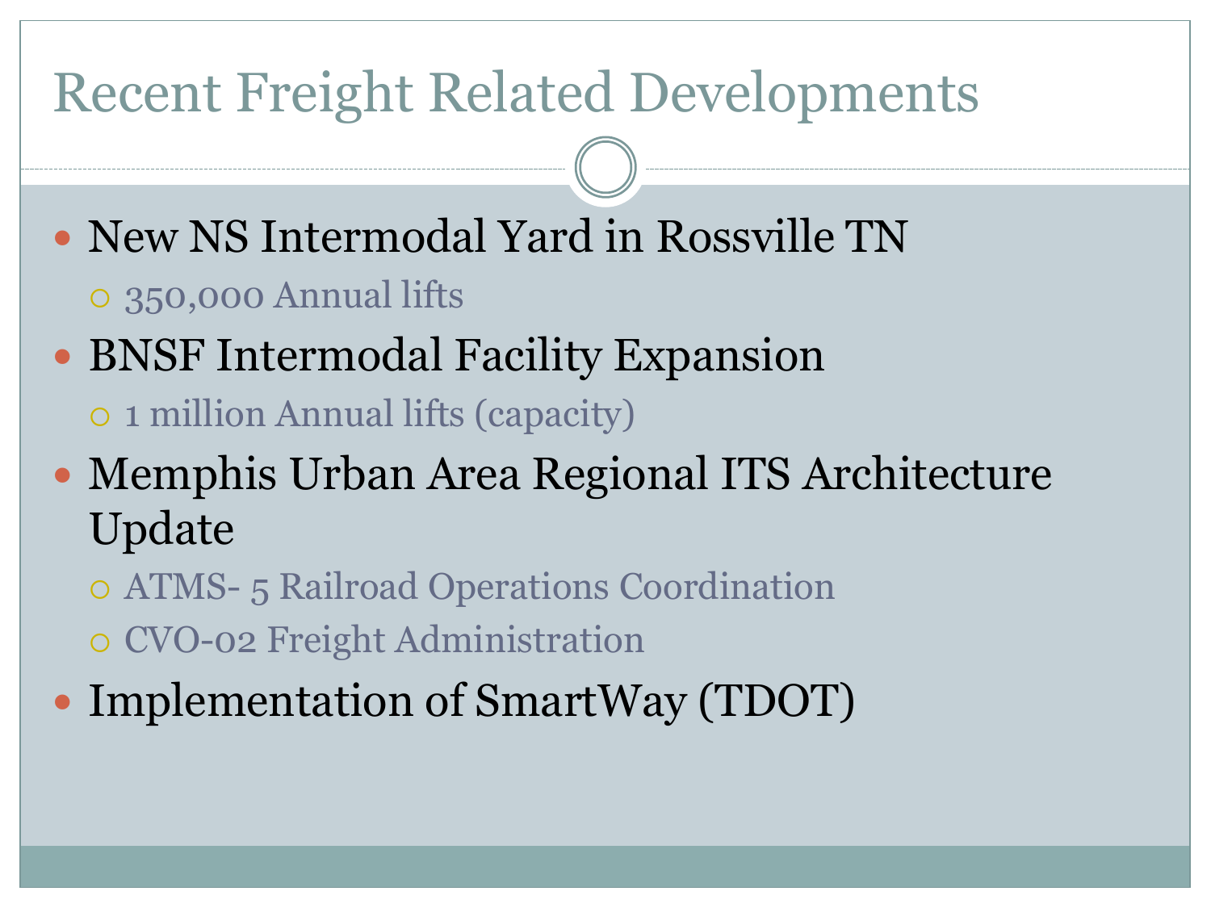# Recent Freight Related Developments

- New NS Intermodal Yard in Rossville TN
  - 350,000 Annual lifts
- BNSF Intermodal Facility Expansion
  - 1 million Annual lifts (capacity)
- Memphis Urban Area Regional ITS Architecture Update
  - ATMS- 5 Railroad Operations Coordination
  - CVO-02 Freight Administration
- Implementation of SmartWay (TDOT)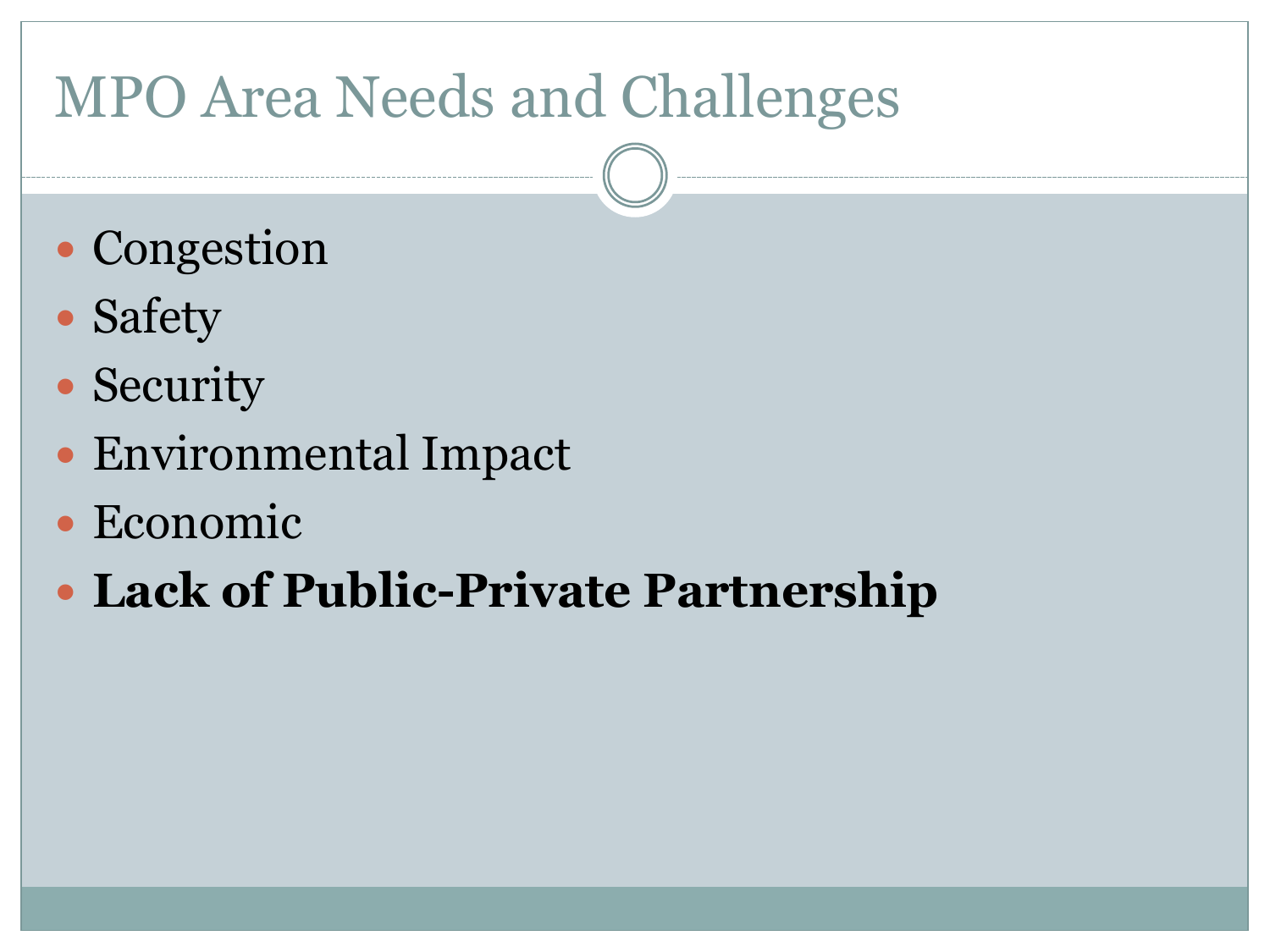# MPO Area Needs and Challenges

- Congestion
- Safety
- Security
- Environmental Impact
- Economic
- **Lack of Public-Private Partnership**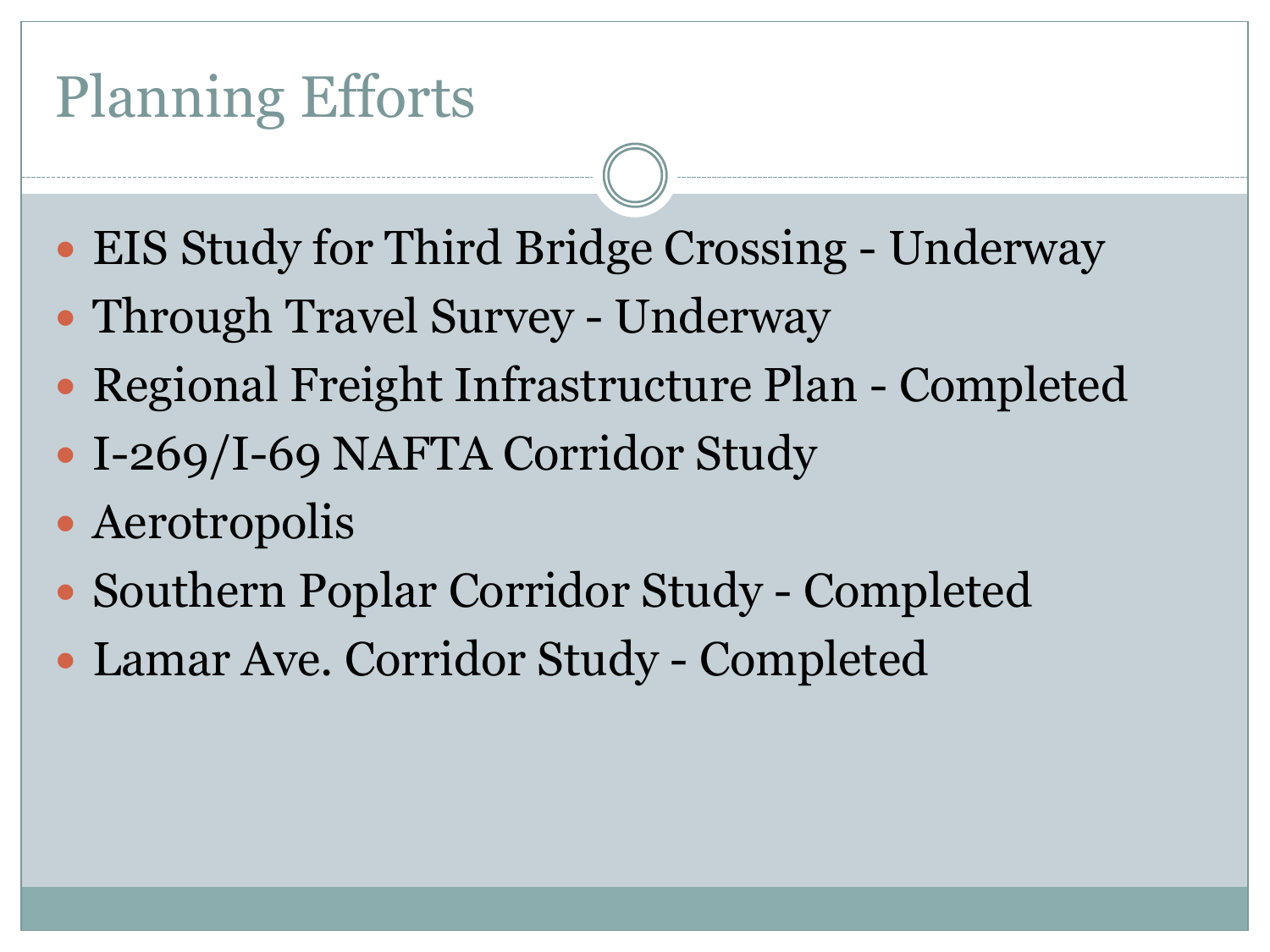# Planning Efforts

- EIS Study for Third Bridge Crossing - Underway
- Through Travel Survey - Underway
- Regional Freight Infrastructure Plan - Completed
- I-269/I-69 NAFTA Corridor Study
- Aerotropolis
- Southern Poplar Corridor Study - Completed
- Lamar Ave. Corridor Study - Completed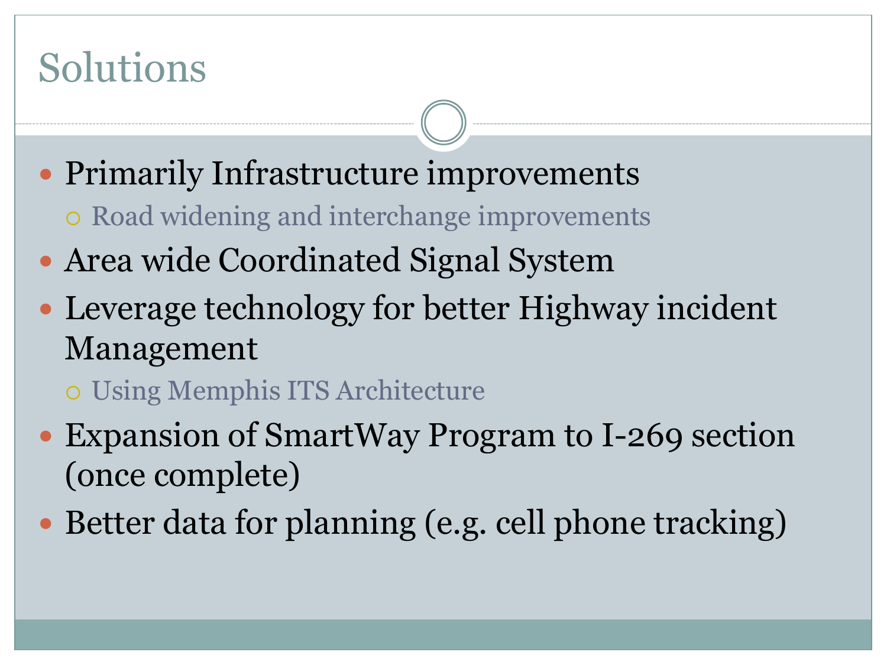# Solutions

- Primarily Infrastructure improvements
  - Road widening and interchange improvements
- Area wide Coordinated Signal System
- Leverage technology for better Highway incident Management
  - Using Memphis ITS Architecture
- Expansion of SmartWay Program to I-269 section (once complete)
- Better data for planning (e.g. cell phone tracking)